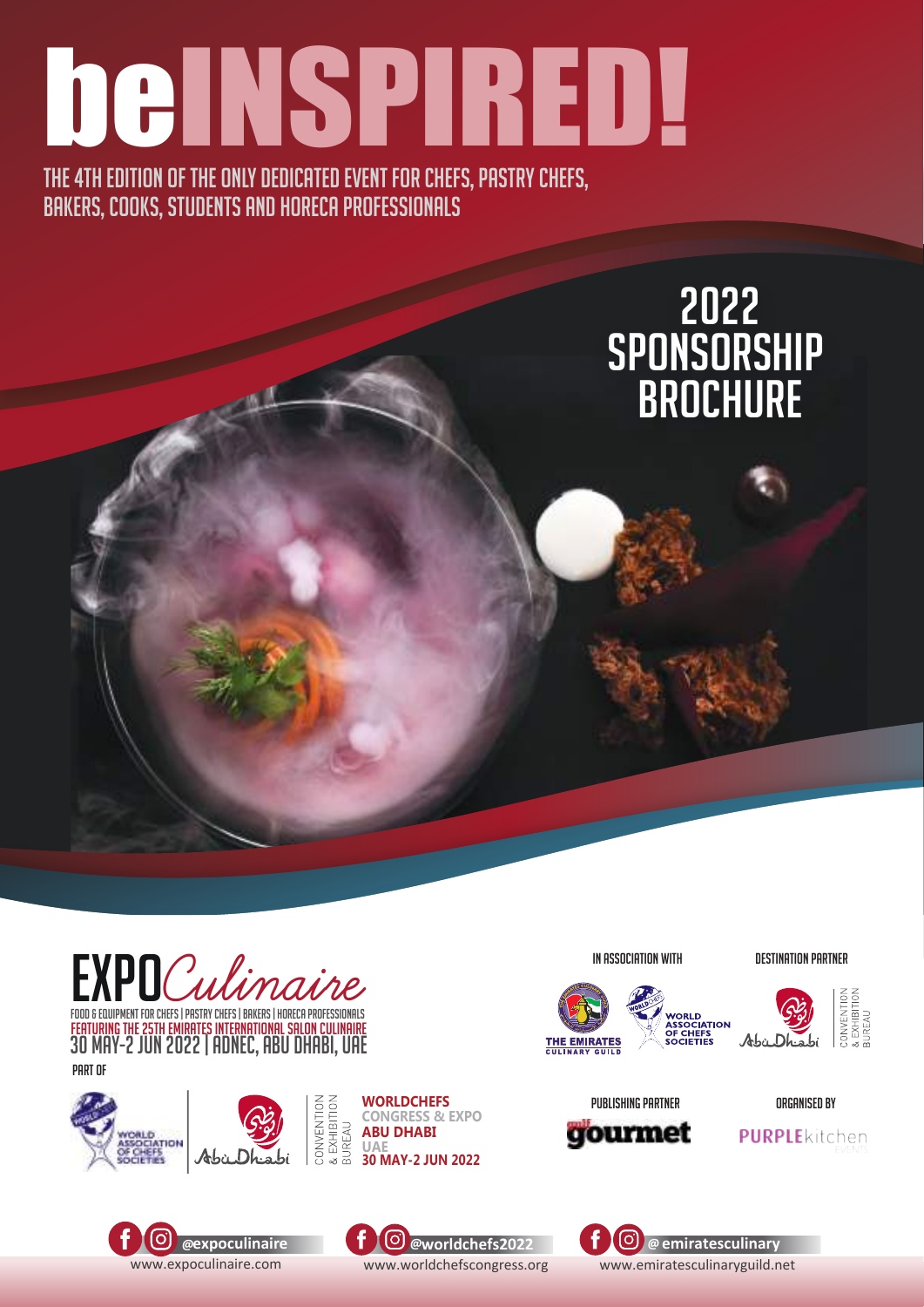# beINSPIRED!

THE 4TH EDITION OF THE ONLY DEDICATED EVENT FOR CHEFS, PASTRY CHEFS, BAKERS, COOKS, STUDENTS AND HORECA PROFESSIONALS

## 2022 SPONSORSHIP BROCHURE

**EXPOCulinaire**

FOOD & EQUIPMENT FOR CHEFS | PASTRY CHEFS | BAKERS | HORECA PROFESSIONALS

FEATURING THE 25TH EMIRATES INTERNATIONAL SALON CULINAIRE

30 MAY-2 JUN 2022 | ADNEC, ABU DHABI, UAE

PART OF

WORLD ASSOCIATION OF CHEFS SOCIETIES | Abu Dhabi CONVENTION & EXHIBITION BUREAU

**WORLDCHEFS CONGRESS & EXPO ABU DHABI UAE 30 MAY-2 JUN 2022**

IN ASSOCIATION WITH

THE EMIRATES CULINARY GUILD | WORLD ASSOCIATION OF CHEFS SOCIETIES

DESTINATION PARTNER

Abu Dhabi CONVENTION & EXHIBITION BUREAU

PUBLISHING PARTNER

gulf gourmet

ORGANISED BY

PURPLEkitchen EVENTS

@expoculinaire
www.expoculinaire.com

@worldchefs2022
www.worldchefscongress.org

@emiratesculinary
www.emiratesculinaryguild.net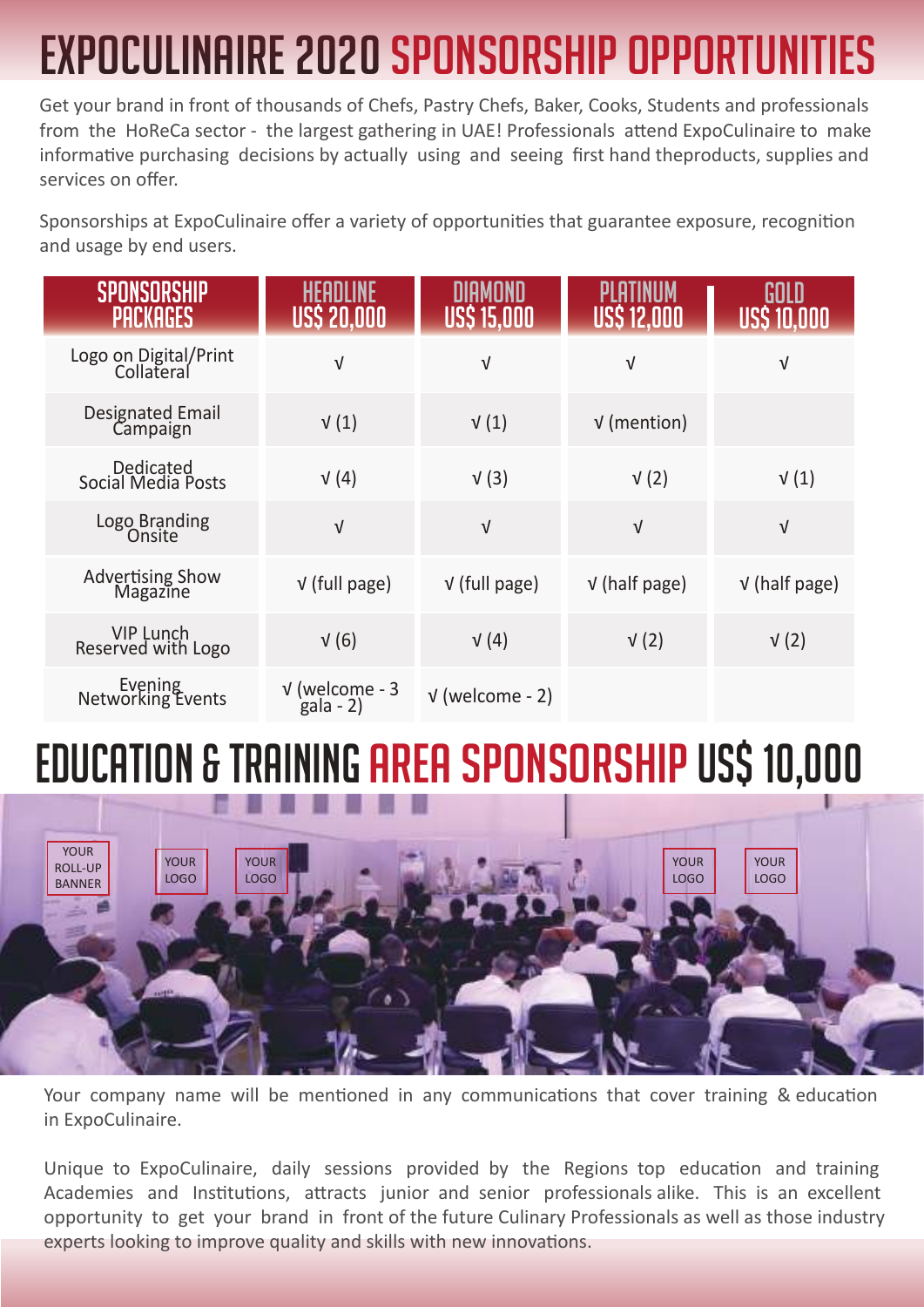# EXPOCULINAIRE 2020 SPONSORSHIP OPPORTUNITIES

Get your brand in front of thousands of Chefs, Pastry Chefs, Baker, Cooks, Students and professionals from the HoReCa sector - the largest gathering in UAE! Professionals attend ExpoCulinaire to make informative purchasing decisions by actually using and seeing first hand theproducts, supplies and services on offer.

Sponsorships at ExpoCulinaire offer a variety of opportunities that guarantee exposure, recognition and usage by end users.

| SPONSORSHIP PACKAGES | HEADLINE US$ 20,000 | DIAMOND US$ 15,000 | PLATINUM US$ 12,000 | GOLD US$ 10,000 |
|---|---|---|---|---|
| Logo on Digital/Print Collateral | √ | √ | √ | √ |
| Designated Email Campaign | √ (1) | √ (1) | √ (mention) | |
| Dedicated Social Media Posts | √ (4) | √ (3) | √ (2) | √ (1) |
| Logo Branding Onsite | √ | √ | √ | √ |
| Advertising Show Magazine | √ (full page) | √ (full page) | √ (half page) | √ (half page) |
| VIP Lunch Reserved with Logo | √ (6) | √ (4) | √ (2) | √ (2) |
| Evening Networking Events | √ (welcome - 3 gala - 2) | √ (welcome - 2) | | |

# EDUCATION & TRAINING AREA SPONSORSHIP US$ 10,000

YOUR ROLL-UP BANNER

YOUR LOGO

YOUR LOGO

YOUR LOGO

YOUR LOGO

Your company name will be mentioned in any communications that cover training & education in ExpoCulinaire.

Unique to ExpoCulinaire, daily sessions provided by the Regions top education and training Academies and Institutions, attracts junior and senior professionals alike. This is an excellent opportunity to get your brand in front of the future Culinary Professionals as well as those industry experts looking to improve quality and skills with new innovations.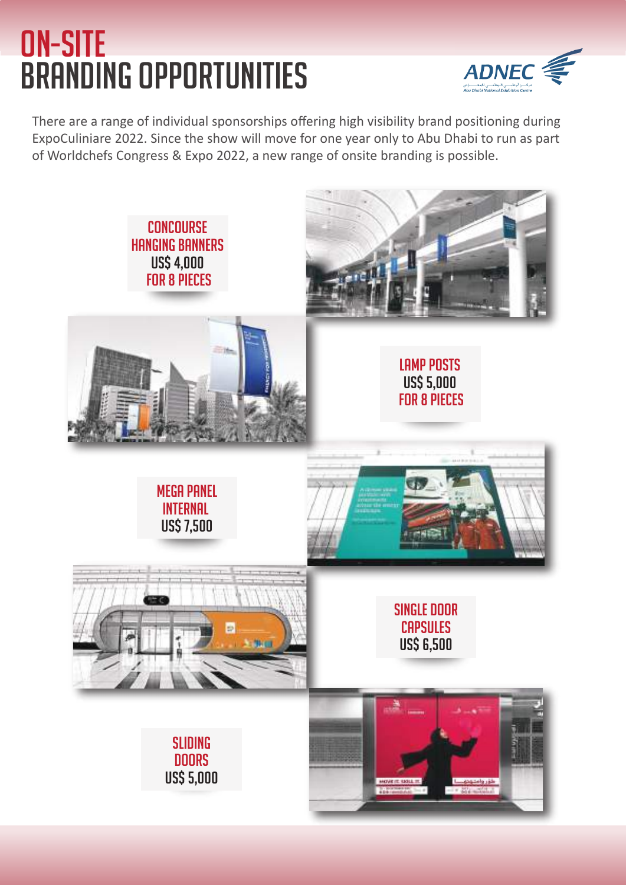# ON-SITE BRANDING OPPORTUNITIES

ADNEC
Abu Dhabi National Exhibition Centre

There are a range of individual sponsorships offering high visibility brand positioning during ExpoCuliniare 2022. Since the show will move for one year only to Abu Dhabi to run as part of Worldchefs Congress & Expo 2022, a new range of onsite branding is possible.

**CONCOURSE HANGING BANNERS**
**US$ 4,000**
**FOR 8 PIECES**

**LAMP POSTS**
**US$ 5,000**
**FOR 8 PIECES**

**MEGA PANEL INTERNAL**
**US$ 7,500**

**SINGLE DOOR CAPSULES**
**US$ 6,500**

**SLIDING DOORS**
**US$ 5,000**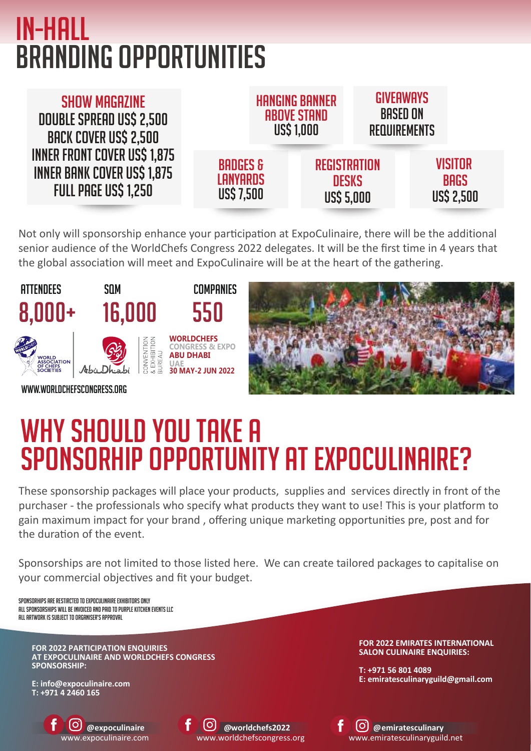# IN-HALL BRANDING OPPORTUNITIES

**SHOW MAGAZINE**
DOUBLE SPREAD US$ 2,500
BACK COVER US$ 2,500
INNER FRONT COVER US$ 1,875
INNER BANK COVER US$ 1,875
FULL PAGE US$ 1,250

**HANGING BANNER ABOVE STAND**
US$ 1,000

**GIVEAWAYS**
BASED ON REQUIREMENTS

**BADGES & LANYARDS**
US$ 7,500

**REGISTRATION DESKS**
US$ 5,000

**VISITOR BAGS**
US$ 2,500

Not only will sponsorship enhance your participation at ExpoCulinaire, there will be the additional senior audience of the WorldChefs Congress 2022 delegates. It will be the first time in 4 years that the global association will meet and ExpoCulinaire will be at the heart of the gathering.

ATTENDEES
**8,000+**

SQM
**16,000**

COMPANIES
**550**

WORLD ASSOCIATION OF CHEFS SOCIETIES

Abu Dhabi CONVENTION & EXHIBITION BUREAU

**WORLDCHEFS CONGRESS & EXPO ABU DHABI UAE 30 MAY-2 JUN 2022**

WWW.WORLDCHEFSCONGRESS.ORG

# WHY SHOULD YOU TAKE A SPONSORHIP OPPORTUNITY AT EXPOCULINAIRE?

These sponsorship packages will place your products, supplies and services directly in front of the purchaser - the professionals who specify what products they want to use! This is your platform to gain maximum impact for your brand , offering unique marketing opportunities pre, post and for the duration of the event.

Sponsorships are not limited to those listed here. We can create tailored packages to capitalise on your commercial objectives and fit your budget.

SPONSORHIPS ARE RESTRICTED TO EXPOCULINAIRE EXHIBITORS ONLY
ALL SPONSORSHIPS WILL BE INVOICED AND PAID TO PURPLE KITCHEN EVENTS LLC
ALL ARTWORK IS SUBJECT TO ORGANISER'S APPROVAL

**FOR 2022 PARTICIPATION ENQUIRIES AT EXPOCULINAIRE AND WORLDCHEFS CONGRESS SPONSORSHIP:**

**E: info@expoculinaire.com**
**T: +971 4 2460 165**

**FOR 2022 EMIRATES INTERNATIONAL SALON CULINAIRE ENQUIRIES:**

**T: +971 56 801 4089**
**E: emiratesculinaryguild@gmail.com**

@expoculinaire
www.expoculinaire.com

@worldchefs2022
www.worldchefscongress.org

@emiratesculinary
www.emiratesculinaryguild.net